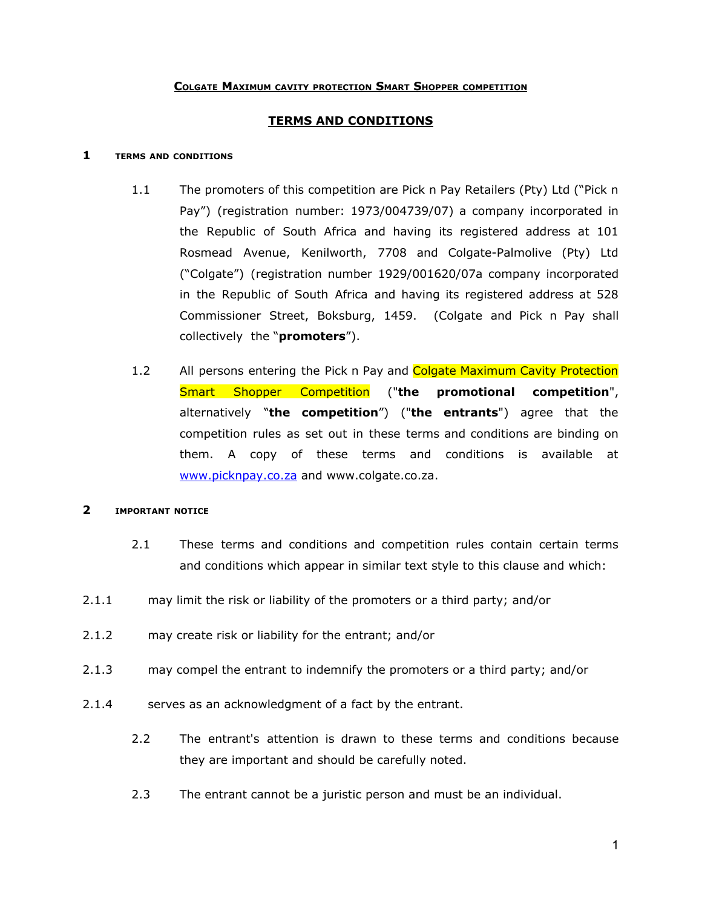**COLGATE MAXIMUM CAVITY PROTECTION SMART SHOPPER COMPETITION**

# TERMS AND CONDITIONS

## 1 TERMS AND CONDITIONS

1.1 The promoters of this competition are Pick n Pay Retailers (Pty) Ltd ("Pick n Pay") (registration number: 1973/004739/07) a company incorporated in the Republic of South Africa and having its registered address at 101 Rosmead Avenue, Kenilworth, 7708 and Colgate-Palmolive (Pty) Ltd ("Colgate") (registration number 1929/001620/07a company incorporated in the Republic of South Africa and having its registered address at 528 Commissioner Street, Boksburg, 1459. (Colgate and Pick n Pay shall collectively the "**promoters**").

1.2 All persons entering the Pick n Pay and Colgate Maximum Cavity Protection Smart Shopper Competition ("**the promotional competition**", alternatively "**the competition**") ("**the entrants**") agree that the competition rules as set out in these terms and conditions are binding on them. A copy of these terms and conditions is available at www.picknpay.co.za and www.colgate.co.za.

## 2 IMPORTANT NOTICE

2.1 These terms and conditions and competition rules contain certain terms and conditions which appear in similar text style to this clause and which:

2.1.1 may limit the risk or liability of the promoters or a third party; and/or

2.1.2 may create risk or liability for the entrant; and/or

2.1.3 may compel the entrant to indemnify the promoters or a third party; and/or

2.1.4 serves as an acknowledgment of a fact by the entrant.

2.2 The entrant's attention is drawn to these terms and conditions because they are important and should be carefully noted.

2.3 The entrant cannot be a juristic person and must be an individual.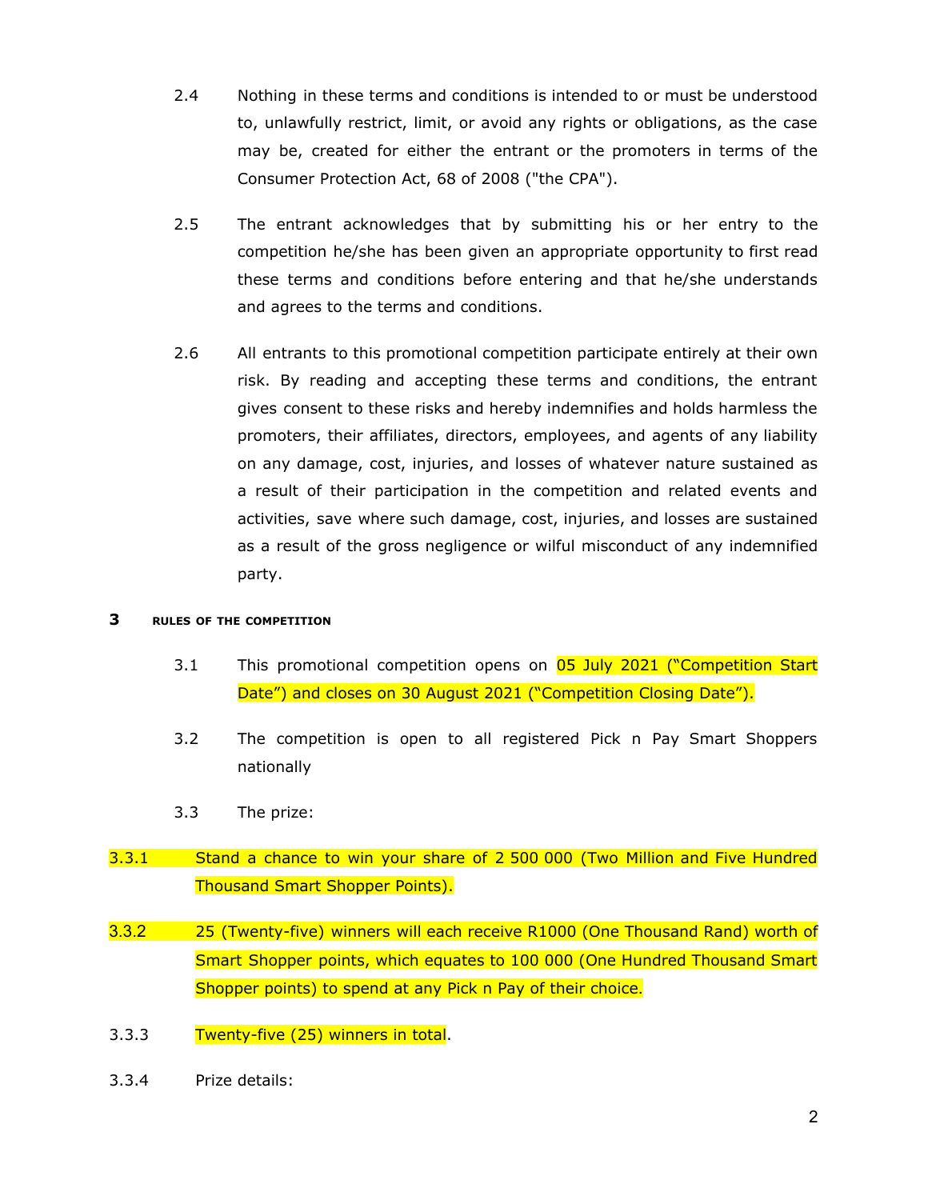2.4 Nothing in these terms and conditions is intended to or must be understood to, unlawfully restrict, limit, or avoid any rights or obligations, as the case may be, created for either the entrant or the promoters in terms of the Consumer Protection Act, 68 of 2008 ("the CPA").

2.5 The entrant acknowledges that by submitting his or her entry to the competition he/she has been given an appropriate opportunity to first read these terms and conditions before entering and that he/she understands and agrees to the terms and conditions.

2.6 All entrants to this promotional competition participate entirely at their own risk. By reading and accepting these terms and conditions, the entrant gives consent to these risks and hereby indemnifies and holds harmless the promoters, their affiliates, directors, employees, and agents of any liability on any damage, cost, injuries, and losses of whatever nature sustained as a result of their participation in the competition and related events and activities, save where such damage, cost, injuries, and losses are sustained as a result of the gross negligence or wilful misconduct of any indemnified party.

## 3 RULES OF THE COMPETITION

3.1 This promotional competition opens on 05 July 2021 ("Competition Start Date") and closes on 30 August 2021 ("Competition Closing Date").

3.2 The competition is open to all registered Pick n Pay Smart Shoppers nationally

3.3 The prize:

3.3.1 Stand a chance to win your share of 2 500 000 (Two Million and Five Hundred Thousand Smart Shopper Points).

3.3.2 25 (Twenty-five) winners will each receive R1000 (One Thousand Rand) worth of Smart Shopper points, which equates to 100 000 (One Hundred Thousand Smart Shopper points) to spend at any Pick n Pay of their choice.

3.3.3 Twenty-five (25) winners in total.

3.3.4 Prize details: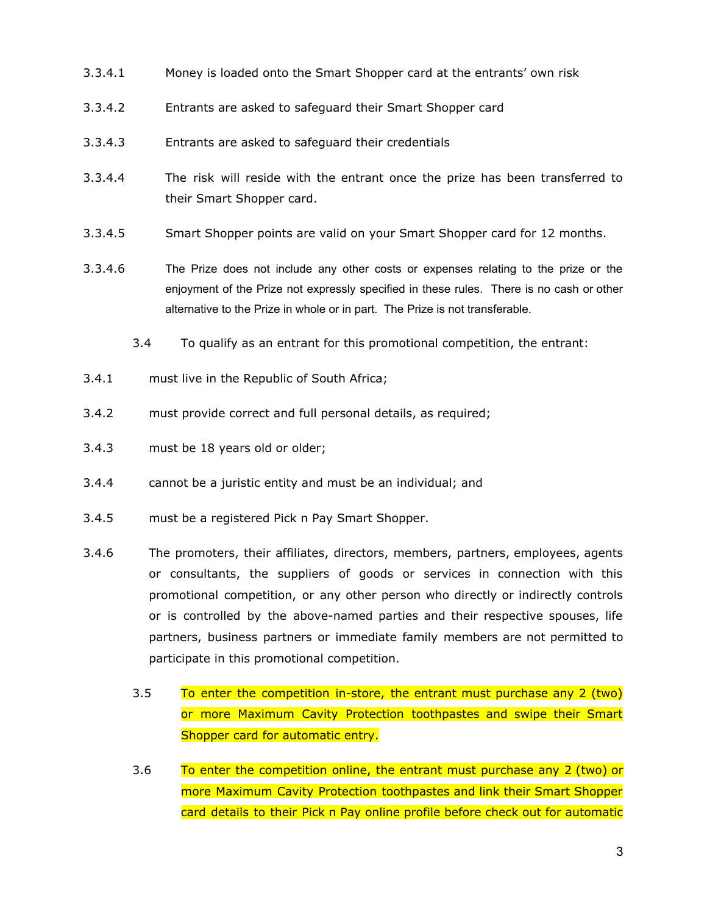3.3.4.1 Money is loaded onto the Smart Shopper card at the entrants' own risk

3.3.4.2 Entrants are asked to safeguard their Smart Shopper card

3.3.4.3 Entrants are asked to safeguard their credentials

3.3.4.4 The risk will reside with the entrant once the prize has been transferred to their Smart Shopper card.

3.3.4.5 Smart Shopper points are valid on your Smart Shopper card for 12 months.

3.3.4.6 The Prize does not include any other costs or expenses relating to the prize or the enjoyment of the Prize not expressly specified in these rules. There is no cash or other alternative to the Prize in whole or in part. The Prize is not transferable.

3.4 To qualify as an entrant for this promotional competition, the entrant:

3.4.1 must live in the Republic of South Africa;

3.4.2 must provide correct and full personal details, as required;

3.4.3 must be 18 years old or older;

3.4.4 cannot be a juristic entity and must be an individual; and

3.4.5 must be a registered Pick n Pay Smart Shopper.

3.4.6 The promoters, their affiliates, directors, members, partners, employees, agents or consultants, the suppliers of goods or services in connection with this promotional competition, or any other person who directly or indirectly controls or is controlled by the above-named parties and their respective spouses, life partners, business partners or immediate family members are not permitted to participate in this promotional competition.

3.5 To enter the competition in-store, the entrant must purchase any 2 (two) or more Maximum Cavity Protection toothpastes and swipe their Smart Shopper card for automatic entry.

3.6 To enter the competition online, the entrant must purchase any 2 (two) or more Maximum Cavity Protection toothpastes and link their Smart Shopper card details to their Pick n Pay online profile before check out for automatic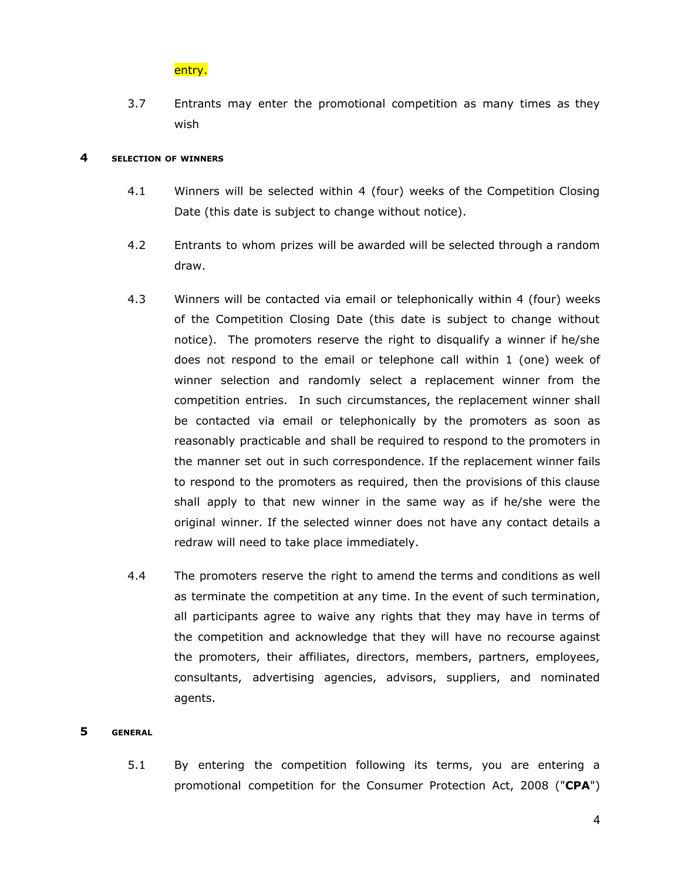entry.

3.7 Entrants may enter the promotional competition as many times as they wish

## 4 SELECTION OF WINNERS

4.1 Winners will be selected within 4 (four) weeks of the Competition Closing Date (this date is subject to change without notice).

4.2 Entrants to whom prizes will be awarded will be selected through a random draw.

4.3 Winners will be contacted via email or telephonically within 4 (four) weeks of the Competition Closing Date (this date is subject to change without notice). The promoters reserve the right to disqualify a winner if he/she does not respond to the email or telephone call within 1 (one) week of winner selection and randomly select a replacement winner from the competition entries. In such circumstances, the replacement winner shall be contacted via email or telephonically by the promoters as soon as reasonably practicable and shall be required to respond to the promoters in the manner set out in such correspondence. If the replacement winner fails to respond to the promoters as required, then the provisions of this clause shall apply to that new winner in the same way as if he/she were the original winner. If the selected winner does not have any contact details a redraw will need to take place immediately.

4.4 The promoters reserve the right to amend the terms and conditions as well as terminate the competition at any time. In the event of such termination, all participants agree to waive any rights that they may have in terms of the competition and acknowledge that they will have no recourse against the promoters, their affiliates, directors, members, partners, employees, consultants, advertising agencies, advisors, suppliers, and nominated agents.

## 5 GENERAL

5.1 By entering the competition following its terms, you are entering a promotional competition for the Consumer Protection Act, 2008 ("**CPA**")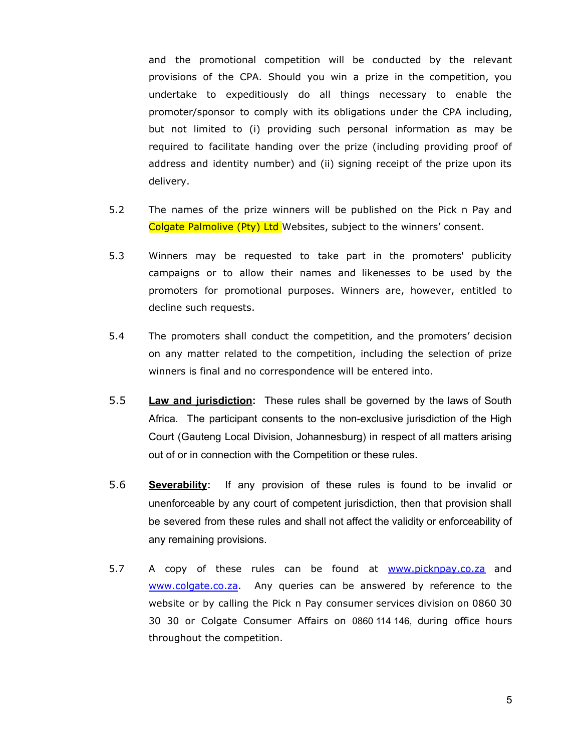and the promotional competition will be conducted by the relevant provisions of the CPA. Should you win a prize in the competition, you undertake to expeditiously do all things necessary to enable the promoter/sponsor to comply with its obligations under the CPA including, but not limited to (i) providing such personal information as may be required to facilitate handing over the prize (including providing proof of address and identity number) and (ii) signing receipt of the prize upon its delivery.

5.2 The names of the prize winners will be published on the Pick n Pay and Colgate Palmolive (Pty) Ltd Websites, subject to the winners' consent.

5.3 Winners may be requested to take part in the promoters' publicity campaigns or to allow their names and likenesses to be used by the promoters for promotional purposes. Winners are, however, entitled to decline such requests.

5.4 The promoters shall conduct the competition, and the promoters' decision on any matter related to the competition, including the selection of prize winners is final and no correspondence will be entered into.

5.5 **Law and jurisdiction:** These rules shall be governed by the laws of South Africa. The participant consents to the non-exclusive jurisdiction of the High Court (Gauteng Local Division, Johannesburg) in respect of all matters arising out of or in connection with the Competition or these rules.

5.6 **Severability:** If any provision of these rules is found to be invalid or unenforceable by any court of competent jurisdiction, then that provision shall be severed from these rules and shall not affect the validity or enforceability of any remaining provisions.

5.7 A copy of these rules can be found at www.picknpay.co.za and www.colgate.co.za. Any queries can be answered by reference to the website or by calling the Pick n Pay consumer services division on 0860 30 30 30 or Colgate Consumer Affairs on 0860 114 146, during office hours throughout the competition.